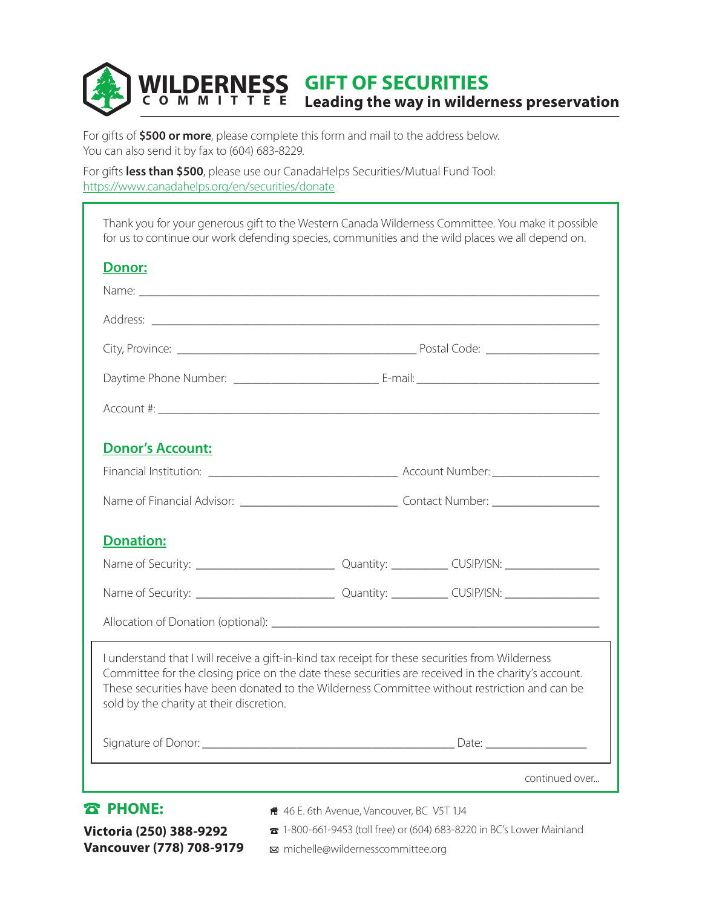# WILDERNESS COMMITTEE

## GIFT OF SECURITIES

**Leading the way in wilderness preservation**

For gifts of **$500 or more**, please complete this form and mail to the address below.
You can also send it by fax to (604) 683-8229.

For gifts **less than $500**, please use our CanadaHelps Securities/Mutual Fund Tool:
https://www.canadahelps.org/en/securities/donate

Thank you for your generous gift to the Western Canada Wilderness Committee. You make it possible for us to continue our work defending species, communities and the wild places we all depend on.

### Donor:

Name: ____________________________________________

Address: ____________________________________________

City, Province: ______________________ Postal Code: ____________

Daytime Phone Number: ______________ E-mail: ____________________

Account #: ____________________________________________

### Donor's Account:

Financial Institution: ____________________ Account Number: ____________

Name of Financial Advisor: ________________ Contact Number: ____________

### Donation:

Name of Security: ______________ Quantity: ________ CUSIP/ISN: ____________

Name of Security: ______________ Quantity: ________ CUSIP/ISN: ____________

Allocation of Donation (optional): ____________________________________

I understand that I will receive a gift-in-kind tax receipt for these securities from Wilderness Committee for the closing price on the date these securities are received in the charity's account. These securities have been donated to the Wilderness Committee without restriction and can be sold by the charity at their discretion.

Signature of Donor: ______________________________ Date: ____________

continued over...

**PHONE:**

**Victoria (250) 388-9292**
**Vancouver (778) 708-9179**

46 E. 6th Avenue, Vancouver, BC V5T 1J4
1-800-661-9453 (toll free) or (604) 683-8220 in BC's Lower Mainland
michelle@wildernesscommittee.org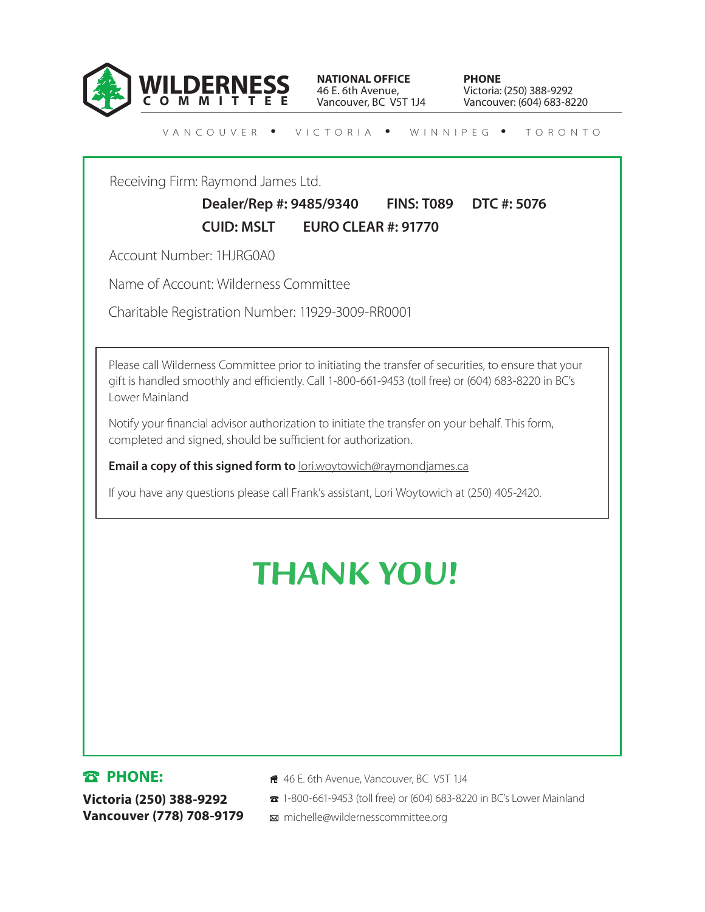# WILDERNESS COMMITTEE

**NATIONAL OFFICE**
46 E. 6th Avenue,
Vancouver, BC V5T 1J4

**PHONE**
Victoria: (250) 388-9292
Vancouver: (604) 683-8220

VANCOUVER • VICTORIA • WINNIPEG • TORONTO

Receiving Firm: Raymond James Ltd.

**Dealer/Rep #: 9485/9340 FINS: T089 DTC #: 5076**

**CUID: MSLT EURO CLEAR #: 91770**

Account Number: 1HJRG0A0

Name of Account: Wilderness Committee

Charitable Registration Number: 11929-3009-RR0001

Please call Wilderness Committee prior to initiating the transfer of securities, to ensure that your gift is handled smoothly and efficiently. Call 1-800-661-9453 (toll free) or (604) 683-8220 in BC's Lower Mainland

Notify your financial advisor authorization to initiate the transfer on your behalf. This form, completed and signed, should be sufficient for authorization.

**Email a copy of this signed form to** lori.woytowich@raymondjames.ca

If you have any questions please call Frank's assistant, Lori Woytowich at (250) 405-2420.

# THANK YOU!

**PHONE:**

**Victoria (250) 388-9292**
**Vancouver (778) 708-9179**

46 E. 6th Avenue, Vancouver, BC V5T 1J4

1-800-661-9453 (toll free) or (604) 683-8220 in BC's Lower Mainland

michelle@wildernesscommittee.org